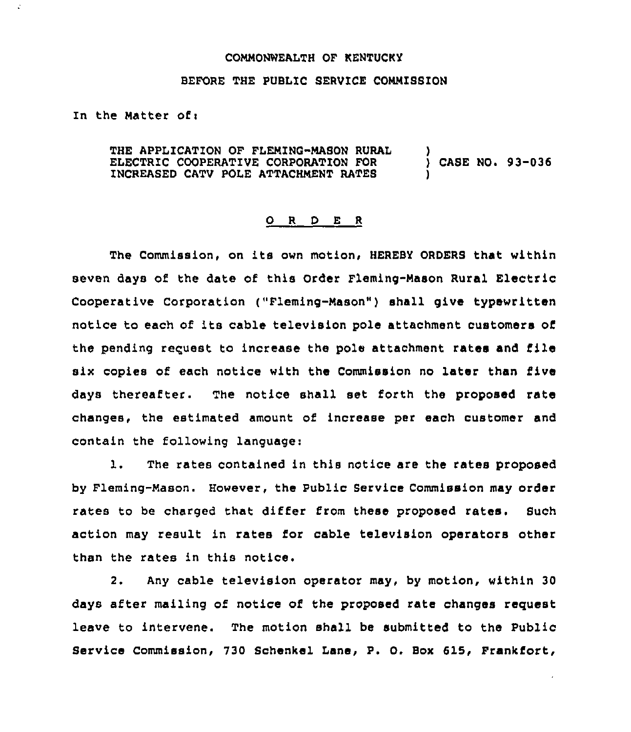COMMONWEALTH OF KENTUCKY

BEFORE THE PUBLIC SERVICE COMMISSION

In the Matter of:

| | | |
|---|---|---|
| THE APPLICATION OF FLEMING-MASON RURAL ELECTRIC COOPERATIVE CORPORATION FOR INCREASED CATV POLE ATTACHMENT RATES | ) ) ) | CASE NO. 93-036 |

## O R D E R

The Commission, on its own motion, HEREBY ORDERS that within seven days of the date of this Order Fleming-Mason Rural Electric Cooperative Corporation ("Fleming-Mason") shall give typewritten notice to each of its cable television pole attachment customers of the pending request to increase the pole attachment rates and file six copies of each notice with the Commission no later than five days thereafter. The notice shall set forth the proposed rate changes, the estimated amount of increase per each customer and contain the following language:

1. The rates contained in this notice are the rates proposed by Fleming-Mason. However, the Public Service Commission may order rates to be charged that differ from these proposed rates. Such action may result in rates for cable television operators other than the rates in this notice.

2. Any cable television operator may, by motion, within 30 days after mailing of notice of the proposed rate changes request leave to intervene. The motion shall be submitted to the Public Service Commission, 730 Schenkel Lane, P. O. Box 615, Frankfort,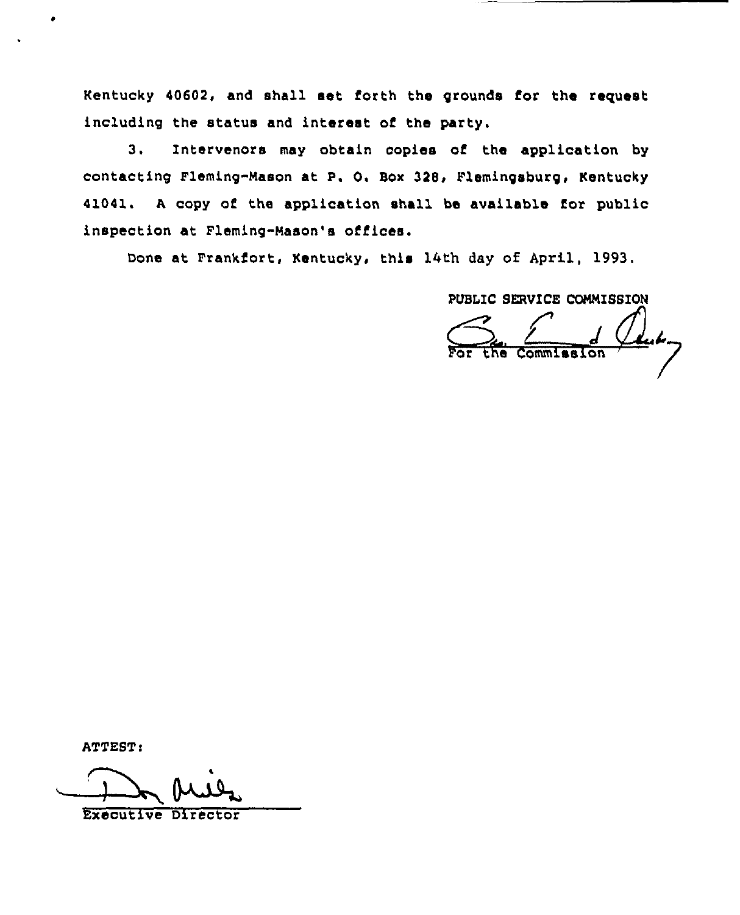Kentucky 40602, and shall set forth the grounds for the request including the status and interest of the party.

3. Intervenors may obtain copies of the application by contacting Fleming-Mason at P. O. Box 328, Flemingsburg, Kentucky 41041. A copy of the application shall be available for public inspection at Fleming-Mason's offices.

Done at Frankfort, Kentucky, this 14th day of April, 1993.

PUBLIC SERVICE COMMISSION

For the Commission

ATTEST:

Executive Director